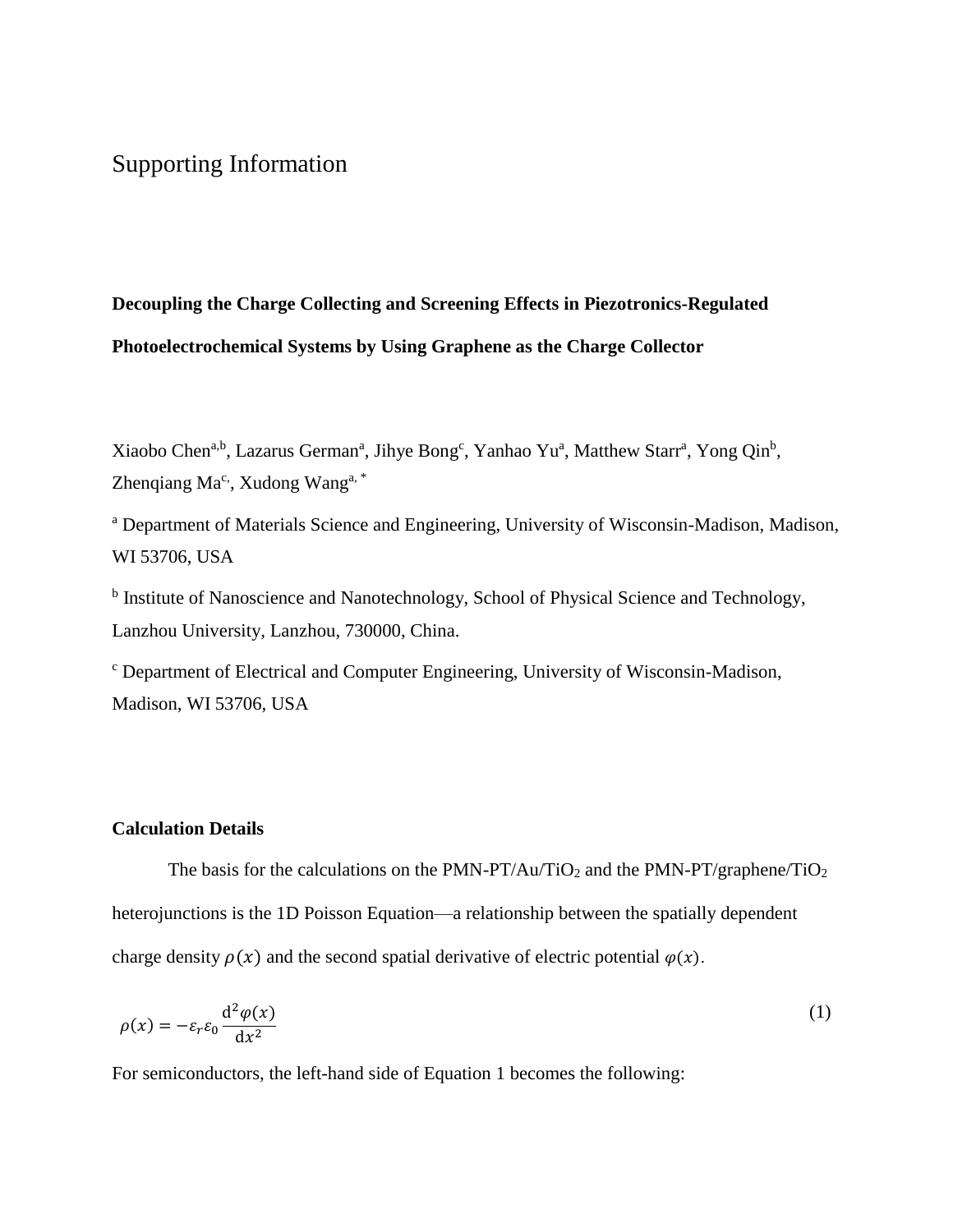# Supporting Information

**Decoupling the Charge Collecting and Screening Effects in Piezotronics-Regulated Photoelectrochemical Systems by Using Graphene as the Charge Collector**

Xiaobo Chen[a,b], Lazarus German[a], Jihye Bong[c], Yanhao Yu[a], Matthew Starr[a], Yong Qin[b], Zhenqiang Ma[c], Xudong Wang[a,*]

[a] Department of Materials Science and Engineering, University of Wisconsin-Madison, Madison, WI 53706, USA

[b] Institute of Nanoscience and Nanotechnology, School of Physical Science and Technology, Lanzhou University, Lanzhou, 730000, China.

[c] Department of Electrical and Computer Engineering, University of Wisconsin-Madison, Madison, WI 53706, USA

**Calculation Details**

The basis for the calculations on the PMN-PT/Au/$TiO_2$ and the PMN-PT/graphene/$TiO_2$ heterojunctions is the 1D Poisson Equation—a relationship between the spatially dependent charge density $\rho(x)$ and the second spatial derivative of electric potential $\varphi(x)$.

$$\rho(x) = -\varepsilon_r \varepsilon_0 \frac{\mathrm{d}^2 \varphi(x)}{\mathrm{d}x^2} \tag{1}$$

For semiconductors, the left-hand side of Equation 1 becomes the following: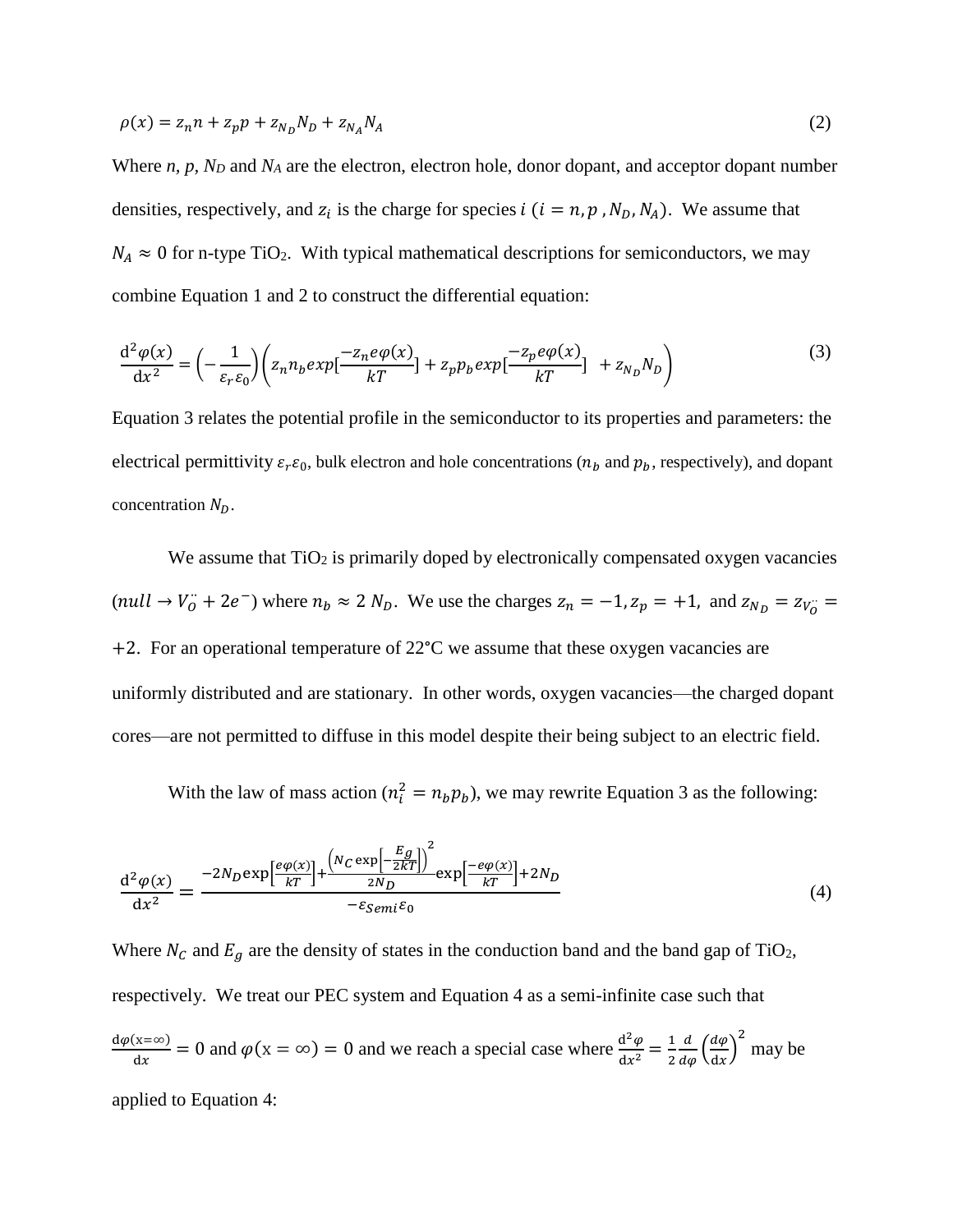$$\rho(x) = z_n n + z_p p + z_{N_D} N_D + z_{N_A} N_A \tag{2}$$

Where $n$, $p$, $N_D$ and $N_A$ are the electron, electron hole, donor dopant, and acceptor dopant number densities, respectively, and $z_i$ is the charge for species $i$ ($i = n, p, N_D, N_A$). We assume that $N_A \approx 0$ for n-type $TiO_2$. With typical mathematical descriptions for semiconductors, we may combine Equation 1 and 2 to construct the differential equation:

$$\frac{\mathrm{d}^2\varphi(x)}{\mathrm{d}x^2} = \left(-\frac{1}{\varepsilon_r\varepsilon_0}\right)\left(z_n n_b exp[\frac{-z_n e\varphi(x)}{kT}] + z_p p_b exp[\frac{-z_p e\varphi(x)}{kT}] \ + z_{N_D} N_D\right) \tag{3}$$

Equation 3 relates the potential profile in the semiconductor to its properties and parameters: the electrical permittivity $\varepsilon_r\varepsilon_0$, bulk electron and hole concentrations ($n_b$ and $p_b$, respectively), and dopant concentration $N_D$.

We assume that $TiO_2$ is primarily doped by electronically compensated oxygen vacancies ($null \rightarrow V_O^{\cdot\cdot} + 2e^-$) where $n_b \approx 2\ N_D$. We use the charges $z_n = -1, z_p = +1$, and $z_{N_D} = z_{V_O^{\cdot\cdot}} = +2$. For an operational temperature of 22°C we assume that these oxygen vacancies are uniformly distributed and are stationary. In other words, oxygen vacancies—the charged dopant cores—are not permitted to diffuse in this model despite their being subject to an electric field.

With the law of mass action ($n_i^2 = n_b p_b$), we may rewrite Equation 3 as the following:

$$\frac{\mathrm{d}^2\varphi(x)}{\mathrm{d}x^2} = \frac{-2N_D \exp\left[\frac{e\varphi(x)}{kT}\right] + \frac{\left(N_C \exp\left[-\frac{E_g}{2kT}\right]\right)^2}{2N_D} \exp\left[\frac{-e\varphi(x)}{kT}\right] + 2N_D}{-\varepsilon_{Semi}\varepsilon_0} \tag{4}$$

Where $N_C$ and $E_g$ are the density of states in the conduction band and the band gap of $TiO_2$, respectively. We treat our PEC system and Equation 4 as a semi-infinite case such that $\frac{\mathrm{d}\varphi(\mathrm{x}=\infty)}{\mathrm{d}x} = 0$ and $\varphi(\mathrm{x} = \infty) = 0$ and we reach a special case where $\frac{\mathrm{d}^2\varphi}{\mathrm{d}x^2} = \frac{1}{2}\frac{d}{d\varphi}\left(\frac{d\varphi}{\mathrm{d}x}\right)^2$ may be applied to Equation 4: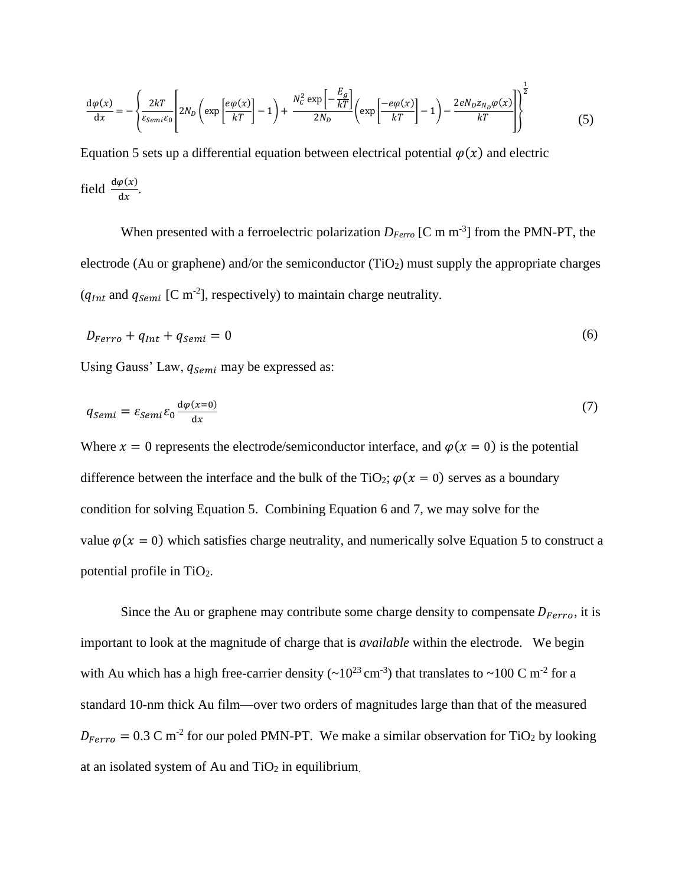$$\frac{\mathrm{d}\varphi(x)}{\mathrm{d}x} = -\left\{\frac{2kT}{\varepsilon_{Semi}\varepsilon_0}\left[2N_D\left(\exp\left[\frac{e\varphi(x)}{kT}\right]-1\right)+\frac{N_C^2\exp\left[-\frac{E_g}{kT}\right]}{2N_D}\left(\exp\left[\frac{-e\varphi(x)}{kT}\right]-1\right)-\frac{2eN_D z_{N_D}\varphi(x)}{kT}\right]\right\}^{\frac{1}{2}} \tag{5}$$

Equation 5 sets up a differential equation between electrical potential $\varphi(x)$ and electric field $\frac{\mathrm{d}\varphi(x)}{\mathrm{d}x}$.

When presented with a ferroelectric polarization $D_{Ferro}$ [C m m$^{-3}$] from the PMN-PT, the electrode (Au or graphene) and/or the semiconductor ($TiO_2$) must supply the appropriate charges ($q_{Int}$ and $q_{Semi}$ [C m$^{-2}$], respectively) to maintain charge neutrality.

$$D_{Ferro} + q_{Int} + q_{Semi} = 0 \tag{6}$$

Using Gauss' Law, $q_{Semi}$ may be expressed as:

$$q_{Semi} = \varepsilon_{Semi}\varepsilon_0 \frac{\mathrm{d}\varphi(x=0)}{\mathrm{d}x} \tag{7}$$

Where $x = 0$ represents the electrode/semiconductor interface, and $\varphi(x = 0)$ is the potential difference between the interface and the bulk of the $TiO_2$; $\varphi(x = 0)$ serves as a boundary condition for solving Equation 5. Combining Equation 6 and 7, we may solve for the value $\varphi(x = 0)$ which satisfies charge neutrality, and numerically solve Equation 5 to construct a potential profile in $TiO_2$.

Since the Au or graphene may contribute some charge density to compensate $D_{Ferro}$, it is important to look at the magnitude of charge that is *available* within the electrode. We begin with Au which has a high free-carrier density (~$10^{23}$ cm$^{-3}$) that translates to ~100 C m$^{-2}$ for a standard 10-nm thick Au film—over two orders of magnitudes large than that of the measured $D_{Ferro} = 0.3$ C m$^{-2}$ for our poled PMN-PT. We make a similar observation for $TiO_2$ by looking at an isolated system of Au and $TiO_2$ in equilibrium.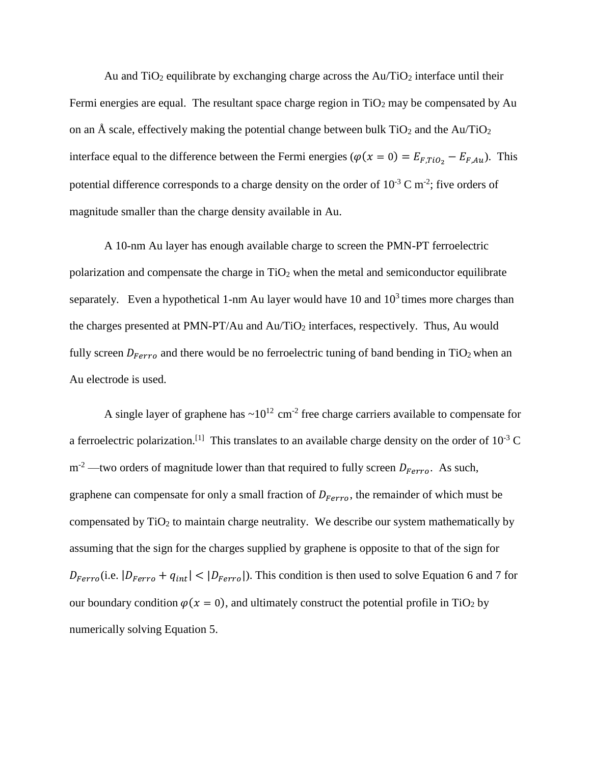Au and $TiO_2$ equilibrate by exchanging charge across the Au/$TiO_2$ interface until their Fermi energies are equal. The resultant space charge region in $TiO_2$ may be compensated by Au on an Å scale, effectively making the potential change between bulk $TiO_2$ and the Au/$TiO_2$ interface equal to the difference between the Fermi energies ($\varphi(x = 0) = E_{F,TiO_2} - E_{F,Au}$). This potential difference corresponds to a charge density on the order of $10^{-3}$ C m$^{-2}$; five orders of magnitude smaller than the charge density available in Au.

A 10-nm Au layer has enough available charge to screen the PMN-PT ferroelectric polarization and compensate the charge in $TiO_2$ when the metal and semiconductor equilibrate separately. Even a hypothetical 1-nm Au layer would have 10 and $10^3$ times more charges than the charges presented at PMN-PT/Au and Au/$TiO_2$ interfaces, respectively. Thus, Au would fully screen $D_{Ferro}$ and there would be no ferroelectric tuning of band bending in $TiO_2$ when an Au electrode is used.

A single layer of graphene has ~$10^{12}$ cm$^{-2}$ free charge carriers available to compensate for a ferroelectric polarization.[1] This translates to an available charge density on the order of $10^{-3}$ C m$^{-2}$ —two orders of magnitude lower than that required to fully screen $D_{Ferro}$. As such, graphene can compensate for only a small fraction of $D_{Ferro}$, the remainder of which must be compensated by $TiO_2$ to maintain charge neutrality. We describe our system mathematically by assuming that the sign for the charges supplied by graphene is opposite to that of the sign for $D_{Ferro}$(i.e. $|D_{Ferro} + q_{int}| < |D_{Ferro}|$). This condition is then used to solve Equation 6 and 7 for our boundary condition $\varphi(x = 0)$, and ultimately construct the potential profile in $TiO_2$ by numerically solving Equation 5.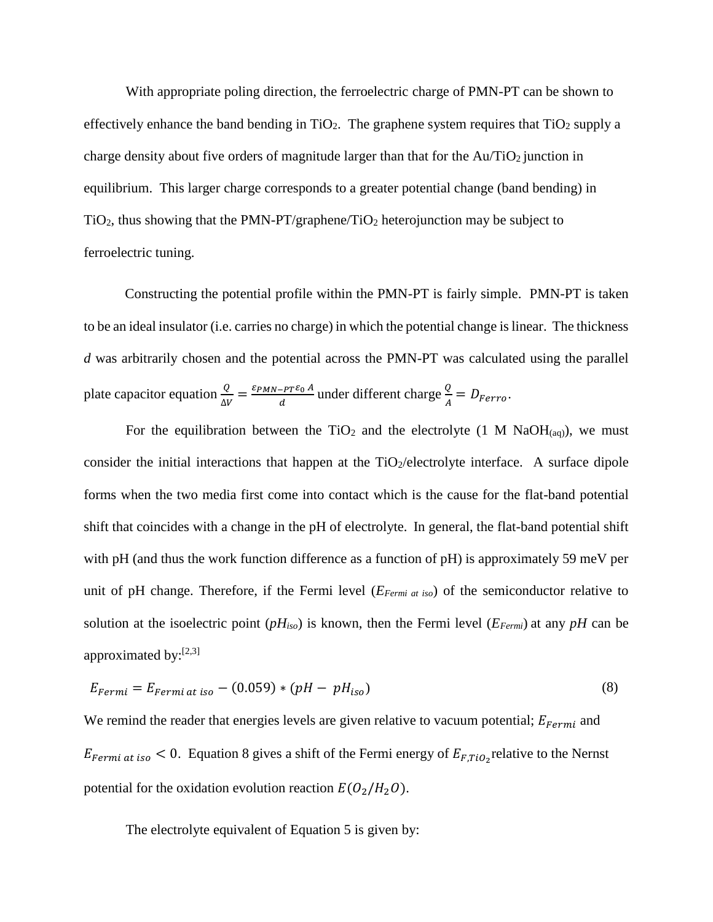With appropriate poling direction, the ferroelectric charge of PMN-PT can be shown to effectively enhance the band bending in $TiO_2$. The graphene system requires that $TiO_2$ supply a charge density about five orders of magnitude larger than that for the Au/$TiO_2$ junction in equilibrium. This larger charge corresponds to a greater potential change (band bending) in $TiO_2$, thus showing that the PMN-PT/graphene/$TiO_2$ heterojunction may be subject to ferroelectric tuning.

Constructing the potential profile within the PMN-PT is fairly simple. PMN-PT is taken to be an ideal insulator (i.e. carries no charge) in which the potential change is linear. The thickness *d* was arbitrarily chosen and the potential across the PMN-PT was calculated using the parallel plate capacitor equation $\frac{Q}{\Delta V} = \frac{\varepsilon_{PMN-PT}\varepsilon_0 A}{d}$ under different charge $\frac{Q}{A} = D_{Ferro}$.

For the equilibration between the $TiO_2$ and the electrolyte (1 M $NaOH_{(aq)}$), we must consider the initial interactions that happen at the $TiO_2$/electrolyte interface. A surface dipole forms when the two media first come into contact which is the cause for the flat-band potential shift that coincides with a change in the pH of electrolyte. In general, the flat-band potential shift with pH (and thus the work function difference as a function of pH) is approximately 59 meV per unit of pH change. Therefore, if the Fermi level ($E_{Fermi\ at\ iso}$) of the semiconductor relative to solution at the isoelectric point ($pH_{iso}$) is known, then the Fermi level ($E_{Fermi}$) at any $pH$ can be approximated by:[2,3]

$$E_{Fermi} = E_{Fermi\,at\,iso} - (0.059) * (pH - pH_{iso}) \tag{8}$$

We remind the reader that energies levels are given relative to vacuum potential; $E_{Fermi}$ and $E_{Fermi\,at\,iso} < 0$. Equation 8 gives a shift of the Fermi energy of $E_{F,TiO_2}$ relative to the Nernst potential for the oxidation evolution reaction $E(O_2/H_2O)$.

The electrolyte equivalent of Equation 5 is given by: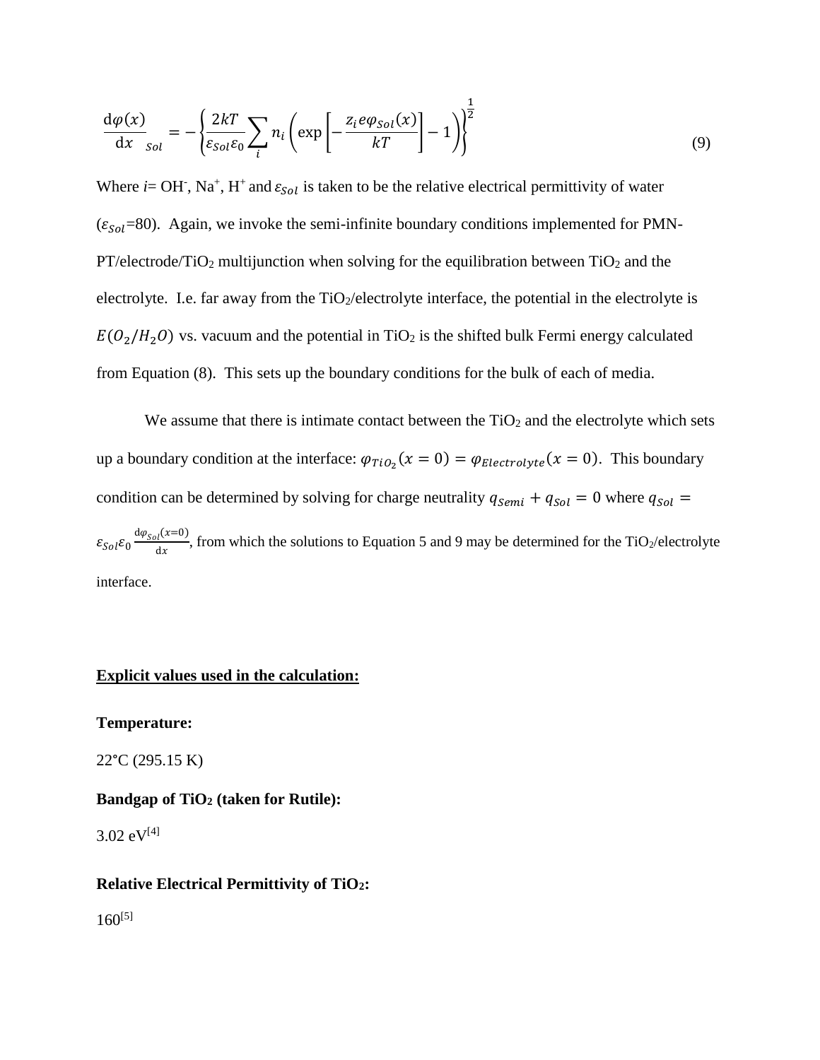$$\left.\frac{\mathrm{d}\varphi(x)}{\mathrm{d}x}\right|_{Sol} = -\left\{\frac{2kT}{\varepsilon_{Sol}\varepsilon_0}\sum_i n_i\left(\exp\left[-\frac{z_i e\varphi_{Sol}(x)}{kT}\right]-1\right)\right\}^{\frac{1}{2}} \tag{9}$$

Where $i$= $OH^-$, $Na^+$, $H^+$ and $\varepsilon_{Sol}$ is taken to be the relative electrical permittivity of water ($\varepsilon_{Sol}$=80). Again, we invoke the semi-infinite boundary conditions implemented for PMN-PT/electrode/$TiO_2$ multijunction when solving for the equilibration between $TiO_2$ and the electrolyte. I.e. far away from the $TiO_2$/electrolyte interface, the potential in the electrolyte is $E(O_2/H_2O)$ vs. vacuum and the potential in $TiO_2$ is the shifted bulk Fermi energy calculated from Equation (8). This sets up the boundary conditions for the bulk of each of media.

We assume that there is intimate contact between the $TiO_2$ and the electrolyte which sets up a boundary condition at the interface: $\varphi_{TiO_2}(x=0) = \varphi_{Electrolyte}(x=0)$. This boundary condition can be determined by solving for charge neutrality $q_{Semi} + q_{Sol} = 0$ where $q_{Sol} = \varepsilon_{Sol}\varepsilon_0 \frac{\mathrm{d}\varphi_{Sol}(x=0)}{\mathrm{d}x}$, from which the solutions to Equation 5 and 9 may be determined for the $TiO_2$/electrolyte interface.

**Explicit values used in the calculation:**

**Temperature:**

22°C (295.15 K)

**Bandgap of $TiO_2$ (taken for Rutile):**

3.02 eV[4]

**Relative Electrical Permittivity of $TiO_2$:**

160[5]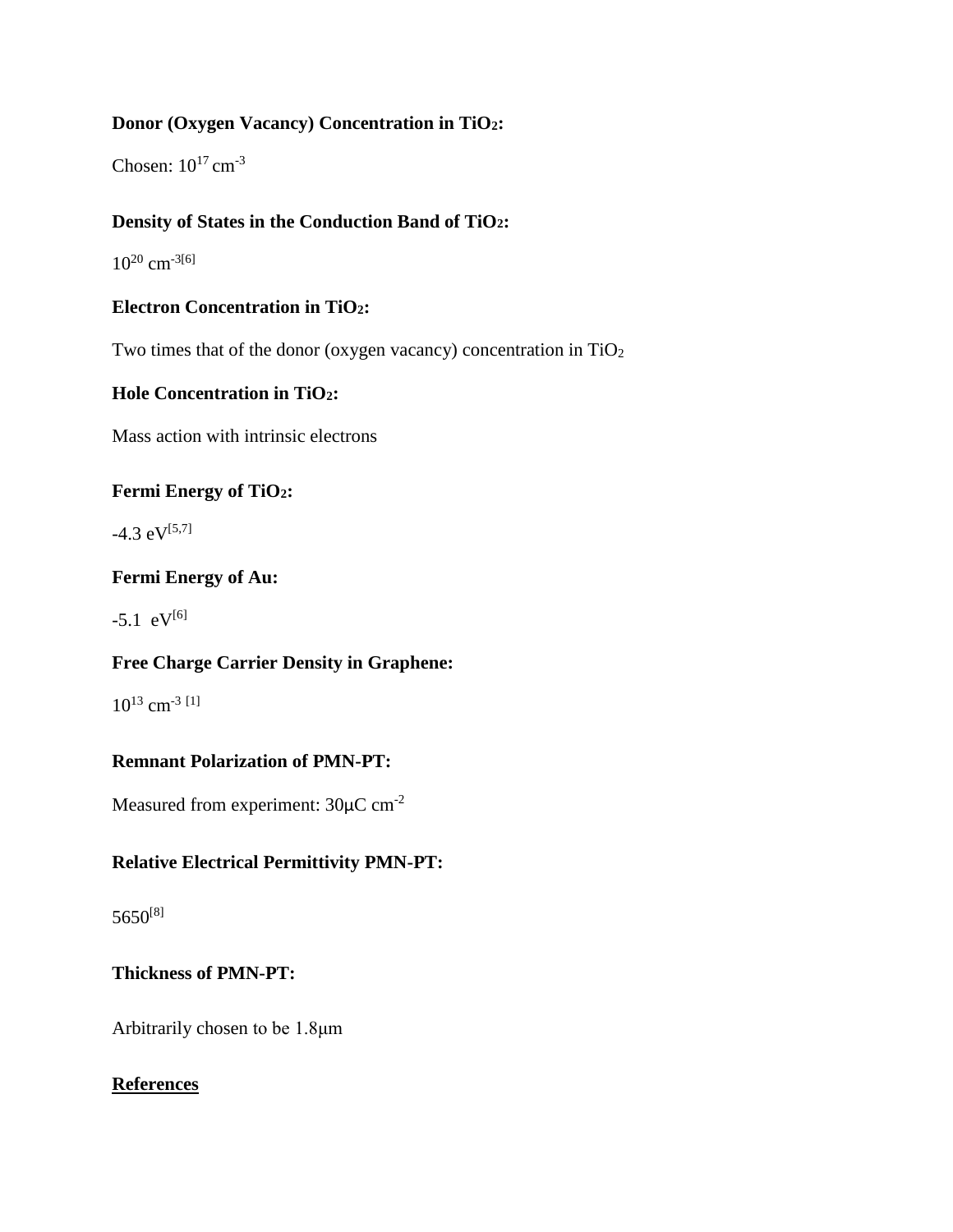**Donor (Oxygen Vacancy) Concentration in $TiO_2$:**

Chosen: $10^{17}$ $cm^{-3}$

**Density of States in the Conduction Band of $TiO_2$:**

$10^{20}$ $cm^{-3}$[6]

**Electron Concentration in $TiO_2$:**

Two times that of the donor (oxygen vacancy) concentration in $TiO_2$

**Hole Concentration in $TiO_2$:**

Mass action with intrinsic electrons

**Fermi Energy of $TiO_2$:**

-4.3 eV[5,7]

**Fermi Energy of Au:**

-5.1 eV[6]

**Free Charge Carrier Density in Graphene:**

$10^{13}$ $cm^{-3}$ [1]

**Remnant Polarization of PMN-PT:**

Measured from experiment: 30μC $cm^{-2}$

**Relative Electrical Permittivity PMN-PT:**

5650[8]

**Thickness of PMN-PT:**

Arbitrarily chosen to be 1.8μm

**References**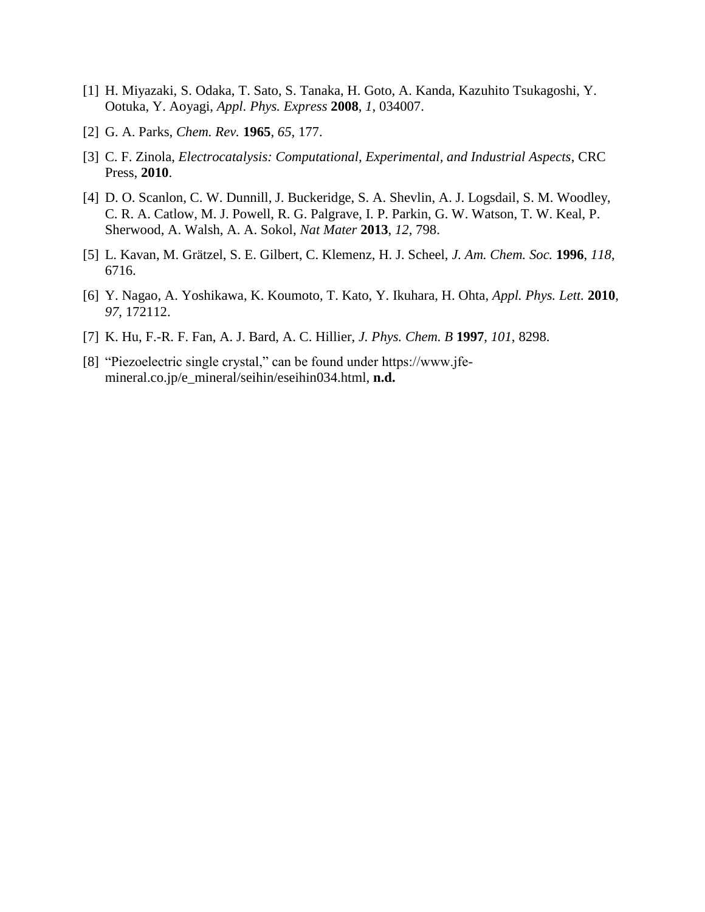[1] H. Miyazaki, S. Odaka, T. Sato, S. Tanaka, H. Goto, A. Kanda, Kazuhito Tsukagoshi, Y. Ootuka, Y. Aoyagi, *Appl. Phys. Express* **2008**, *1*, 034007.

[2] G. A. Parks, *Chem. Rev.* **1965**, *65*, 177.

[3] C. F. Zinola, *Electrocatalysis: Computational, Experimental, and Industrial Aspects*, CRC Press, **2010**.

[4] D. O. Scanlon, C. W. Dunnill, J. Buckeridge, S. A. Shevlin, A. J. Logsdail, S. M. Woodley, C. R. A. Catlow, M. J. Powell, R. G. Palgrave, I. P. Parkin, G. W. Watson, T. W. Keal, P. Sherwood, A. Walsh, A. A. Sokol, *Nat Mater* **2013**, *12*, 798.

[5] L. Kavan, M. Grätzel, S. E. Gilbert, C. Klemenz, H. J. Scheel, *J. Am. Chem. Soc.* **1996**, *118*, 6716.

[6] Y. Nagao, A. Yoshikawa, K. Koumoto, T. Kato, Y. Ikuhara, H. Ohta, *Appl. Phys. Lett.* **2010**, *97*, 172112.

[7] K. Hu, F.-R. F. Fan, A. J. Bard, A. C. Hillier, *J. Phys. Chem. B* **1997**, *101*, 8298.

[8] "Piezoelectric single crystal," can be found under https://www.jfe-mineral.co.jp/e_mineral/seihin/eseihin034.html, **n.d.**